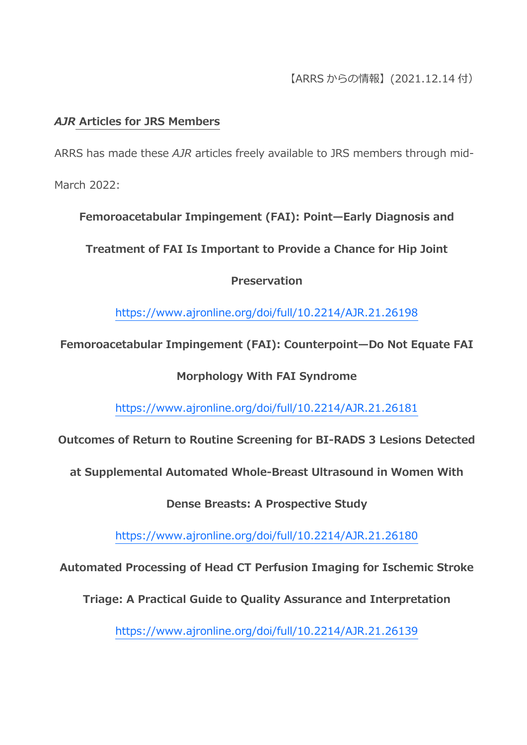【ARRS からの情報】（2021.12.14 付）

## *AJR* Articles for JRS Members

ARRS has made these *AJR* articles freely available to JRS members through mid-March 2022:

**Femoroacetabular Impingement (FAI): Point—Early Diagnosis and Treatment of FAI Is Important to Provide a Chance for Hip Joint Preservation**

https://www.ajronline.org/doi/full/10.2214/AJR.21.26198

**Femoroacetabular Impingement (FAI): Counterpoint—Do Not Equate FAI Morphology With FAI Syndrome**

https://www.ajronline.org/doi/full/10.2214/AJR.21.26181

**Outcomes of Return to Routine Screening for BI-RADS 3 Lesions Detected at Supplemental Automated Whole-Breast Ultrasound in Women With Dense Breasts: A Prospective Study**

https://www.ajronline.org/doi/full/10.2214/AJR.21.26180

**Automated Processing of Head CT Perfusion Imaging for Ischemic Stroke Triage: A Practical Guide to Quality Assurance and Interpretation**

https://www.ajronline.org/doi/full/10.2214/AJR.21.26139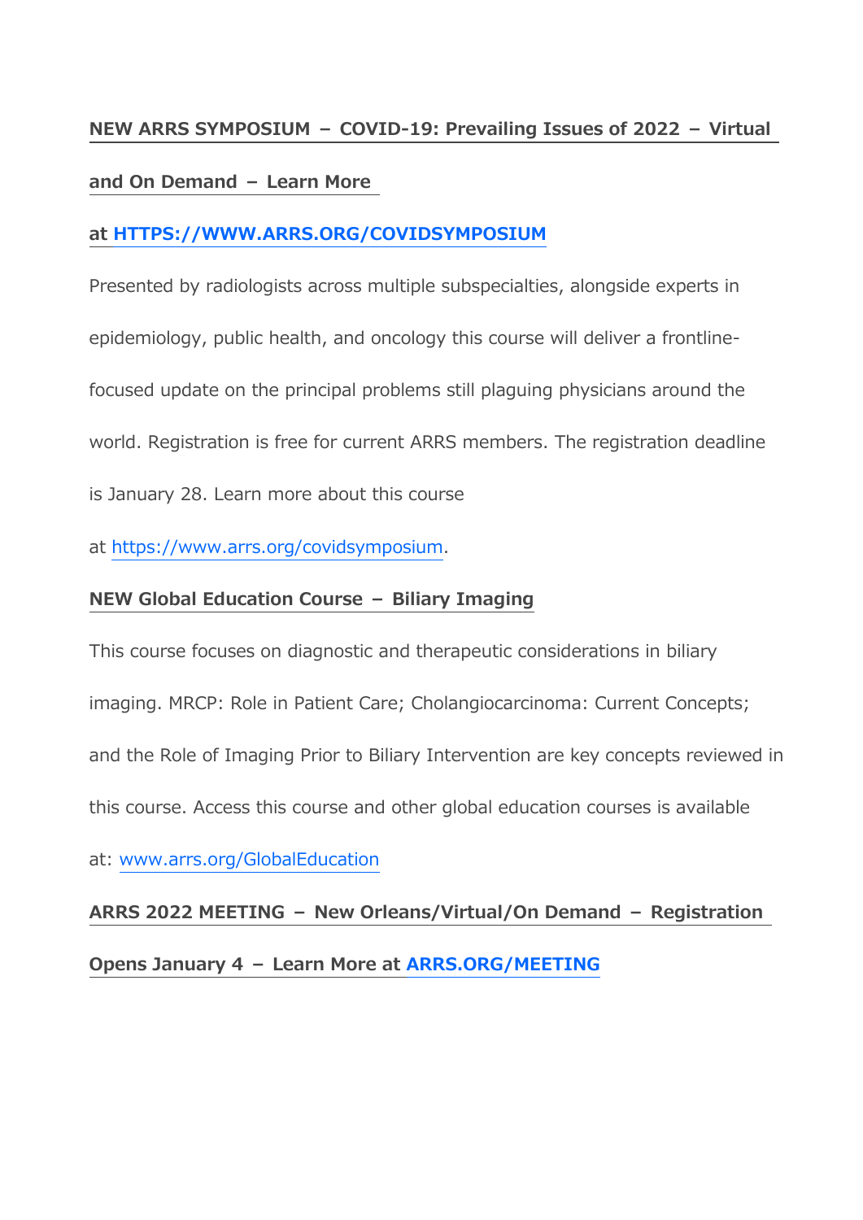**NEW ARRS SYMPOSIUM – COVID-19: Prevailing Issues of 2022 – Virtual and On Demand – Learn More at HTTPS://WWW.ARRS.ORG/COVIDSYMPOSIUM**

Presented by radiologists across multiple subspecialties, alongside experts in epidemiology, public health, and oncology this course will deliver a frontline-focused update on the principal problems still plaguing physicians around the world. Registration is free for current ARRS members. The registration deadline is January 28. Learn more about this course at https://www.arrs.org/covidsymposium.

**NEW Global Education Course – Biliary Imaging**

This course focuses on diagnostic and therapeutic considerations in biliary imaging. MRCP: Role in Patient Care; Cholangiocarcinoma: Current Concepts; and the Role of Imaging Prior to Biliary Intervention are key concepts reviewed in this course. Access this course and other global education courses is available at: www.arrs.org/GlobalEducation

**ARRS 2022 MEETING – New Orleans/Virtual/On Demand – Registration Opens January 4 – Learn More at ARRS.ORG/MEETING**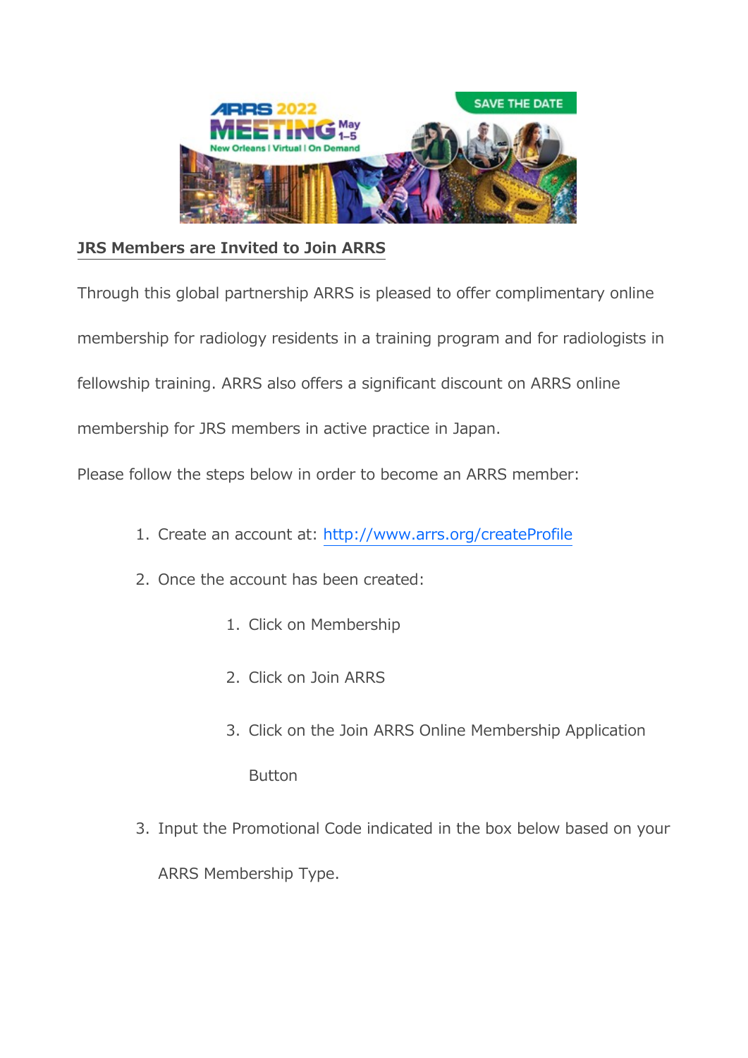**JRS Members are Invited to Join ARRS**

Through this global partnership ARRS is pleased to offer complimentary online membership for radiology residents in a training program and for radiologists in fellowship training. ARRS also offers a significant discount on ARRS online membership for JRS members in active practice in Japan.

Please follow the steps below in order to become an ARRS member:

1. Create an account at: [http://www.arrs.org/createProfile](http://www.arrs.org/createProfile)
2. Once the account has been created:
    1. Click on Membership
    2. Click on Join ARRS
    3. Click on the Join ARRS Online Membership Application Button
3. Input the Promotional Code indicated in the box below based on your ARRS Membership Type.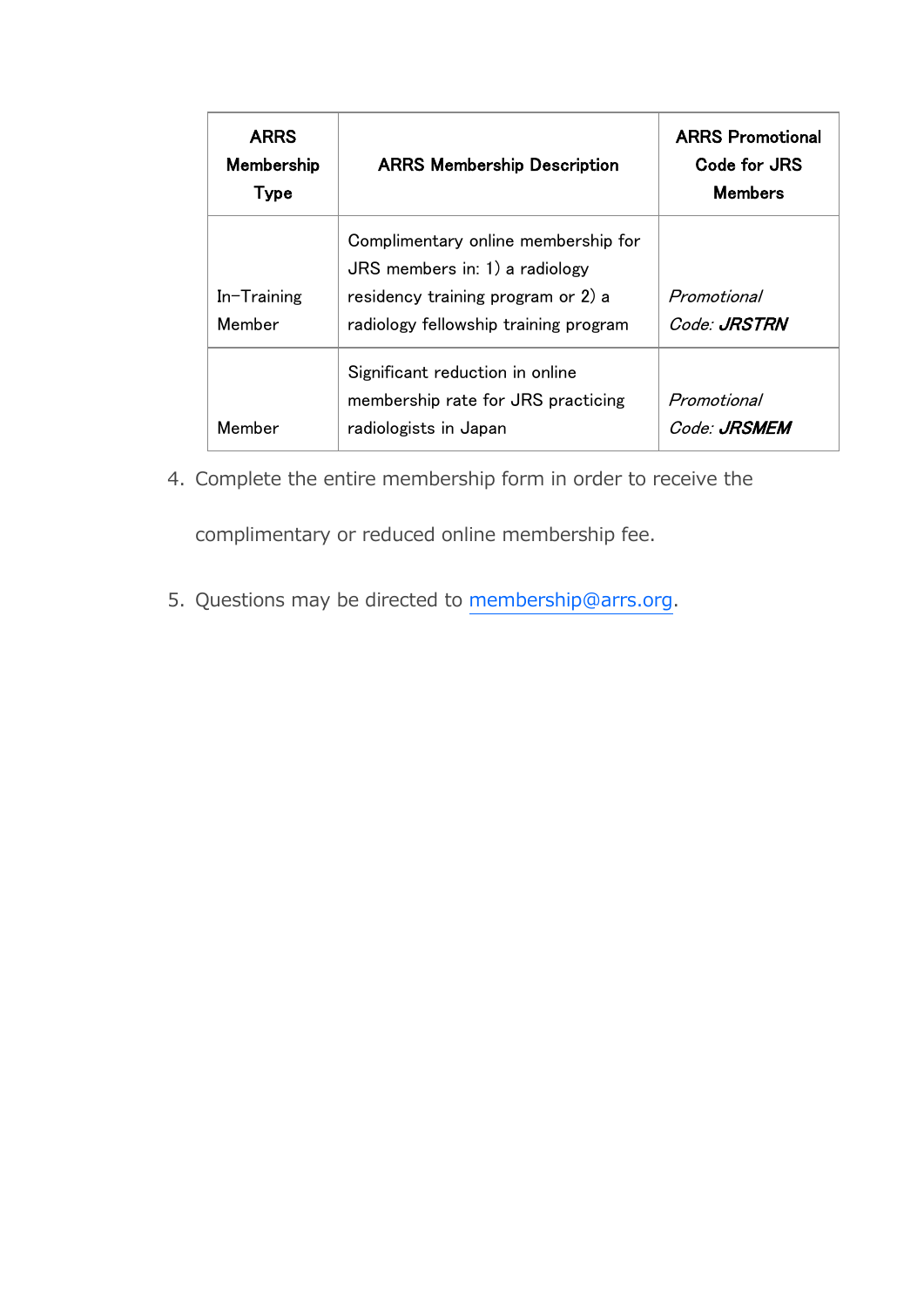| ARRS Membership Type | ARRS Membership Description | ARRS Promotional Code for JRS Members |
| --- | --- | --- |
| In-Training Member | Complimentary online membership for JRS members in: 1) a radiology residency training program or 2) a radiology fellowship training program | *Promotional Code:* ***JRSTRN*** |
| Member | Significant reduction in online membership rate for JRS practicing radiologists in Japan | *Promotional Code:* ***JRSMEM*** |

4. Complete the entire membership form in order to receive the complimentary or reduced online membership fee.

5. Questions may be directed to membership@arrs.org.